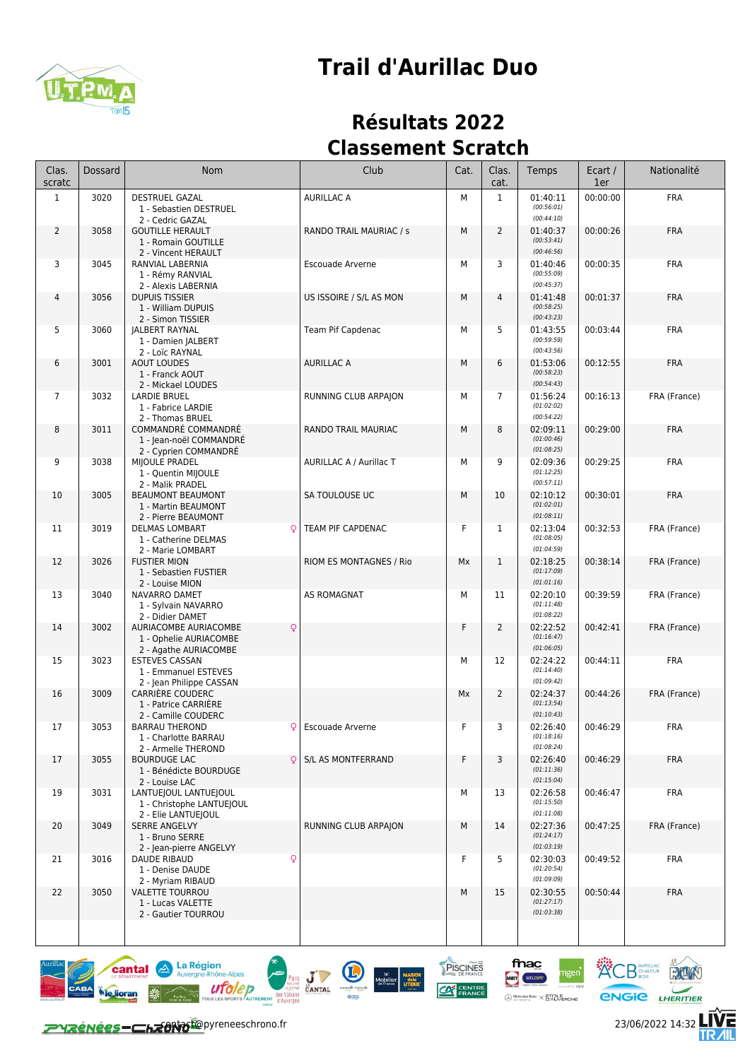# Trail d'Aurillac Duo

## Résultats 2022
## Classement Scratch

| Clas. scratc | Dossard | Nom | Club | Cat. | Clas. cat. | Temps | Ecart / 1er | Nationalité |
|---|---|---|---|---|---|---|---|---|
| 1 | 3020 | DESTRUEL GAZAL<br>1 - Sebastien DESTRUEL<br>2 - Cedric GAZAL | AURILLAC A | M | 1 | 01:40:11<br>(00:56:01)<br>(00:44:10) | 00:00:00 | FRA |
| 2 | 3058 | GOUTILLE HERAULT<br>1 - Romain GOUTILLE<br>2 - Vincent HERAULT | RANDO TRAIL MAURIAC / s | M | 2 | 01:40:37<br>(00:53:41)<br>(00:46:56) | 00:00:26 | FRA |
| 3 | 3045 | RANVIAL LABERNIA<br>1 - Rémy RANVIAL<br>2 - Alexis LABERNIA | Escouade Arverne | M | 3 | 01:40:46<br>(00:55:09)<br>(00:45:37) | 00:00:35 | FRA |
| 4 | 3056 | DUPUIS TISSIER<br>1 - William DUPUIS<br>2 - Simon TISSIER | US ISSOIRE / S/L AS MON | M | 4 | 01:41:48<br>(00:58:25)<br>(00:43:23) | 00:01:37 | FRA |
| 5 | 3060 | JALBERT RAYNAL<br>1 - Damien JALBERT<br>2 - Loïc RAYNAL | Team Pif Capdenac | M | 5 | 01:43:55<br>(00:59:59)<br>(00:43:56) | 00:03:44 | FRA |
| 6 | 3001 | AOUT LOUDES<br>1 - Franck AOUT<br>2 - Mickael LOUDES | AURILLAC A | M | 6 | 01:53:06<br>(00:58:23)<br>(00:54:43) | 00:12:55 | FRA |
| 7 | 3032 | LARDIE BRUEL<br>1 - Fabrice LARDIE<br>2 - Thomas BRUEL | RUNNING CLUB ARPAJON | M | 7 | 01:56:24<br>(01:02:02)<br>(00:54:22) | 00:16:13 | FRA (France) |
| 8 | 3011 | COMMANDRÉ COMMANDRÉ<br>1 - Jean-noël COMMANDRÉ<br>2 - Cyprien COMMANDRÉ | RANDO TRAIL MAURIAC | M | 8 | 02:09:11<br>(01:00:46)<br>(01:08:25) | 00:29:00 | FRA |
| 9 | 3038 | MIJOULE PRADEL<br>1 - Quentin MIJOULE<br>2 - Malik PRADEL | AURILLAC A / Aurillac T | M | 9 | 02:09:36<br>(01:12:25)<br>(00:57:11) | 00:29:25 | FRA |
| 10 | 3005 | BEAUMONT BEAUMONT<br>1 - Martin BEAUMONT<br>2 - Pierre BEAUMONT | SA TOULOUSE UC | M | 10 | 02:10:12<br>(01:02:01)<br>(01:08:11) | 00:30:01 | FRA |
| 11 | 3019 | DELMAS LOMBART ♀<br>1 - Catherine DELMAS<br>2 - Marie LOMBART | TEAM PIF CAPDENAC | F | 1 | 02:13:04<br>(01:08:05)<br>(01:04:59) | 00:32:53 | FRA (France) |
| 12 | 3026 | FUSTIER MION<br>1 - Sebastien FUSTIER<br>2 - Louise MION | RIOM ES MONTAGNES / Rio | Mx | 1 | 02:18:25<br>(01:17:09)<br>(01:01:16) | 00:38:14 | FRA (France) |
| 13 | 3040 | NAVARRO DAMET<br>1 - Sylvain NAVARRO<br>2 - Didier DAMET | AS ROMAGNAT | M | 11 | 02:20:10<br>(01:11:48)<br>(01:08:22) | 00:39:59 | FRA (France) |
| 14 | 3002 | AURIACOMBE AURIACOMBE ♀<br>1 - Ophelie AURIACOMBE<br>2 - Agathe AURIACOMBE | | F | 2 | 02:22:52<br>(01:16:47)<br>(01:06:05) | 00:42:41 | FRA (France) |
| 15 | 3023 | ESTEVES CASSAN<br>1 - Emmanuel ESTEVES<br>2 - Jean Philippe CASSAN | | M | 12 | 02:24:22<br>(01:14:40)<br>(01:09:42) | 00:44:11 | FRA |
| 16 | 3009 | CARRIÈRE COUDERC<br>1 - Patrice CARRIÈRE<br>2 - Camille COUDERC | | Mx | 2 | 02:24:37<br>(01:13:54)<br>(01:10:43) | 00:44:26 | FRA (France) |
| 17 | 3053 | BARRAU THEROND ♀<br>1 - Charlotte BARRAU<br>2 - Armelle THEROND | Escouade Arverne | F | 3 | 02:26:40<br>(01:18:16)<br>(01:08:24) | 00:46:29 | FRA |
| 17 | 3055 | BOURDUGE LAC ♀<br>1 - Bénédicte BOURDUGE<br>2 - Louise LAC | S/L AS MONTFERRAND | F | 3 | 02:26:40<br>(01:11:36)<br>(01:15:04) | 00:46:29 | FRA |
| 19 | 3031 | LANTUEJOUL LANTUEJOUL<br>1 - Christophe LANTUEJOUL<br>2 - Elie LANTUEJOUL | | M | 13 | 02:26:58<br>(01:15:50)<br>(01:11:08) | 00:46:47 | FRA |
| 20 | 3049 | SERRE ANGELVY<br>1 - Bruno SERRE<br>2 - Jean-pierre ANGELVY | RUNNING CLUB ARPAJON | M | 14 | 02:27:36<br>(01:24:17)<br>(01:03:19) | 00:47:25 | FRA (France) |
| 21 | 3016 | DAUDE RIBAUD ♀<br>1 - Denise DAUDE<br>2 - Myriam RIBAUD | | F | 5 | 02:30:03<br>(01:20:54)<br>(01:09:09) | 00:49:52 | FRA |
| 22 | 3050 | VALETTE TOURROU<br>1 - Lucas VALETTE<br>2 - Gautier TOURROU | | M | 15 | 02:30:55<br>(01:27:17)<br>(01:03:38) | 00:50:44 | FRA |

contact@pyreneeschrono.fr

23/06/2022 14:32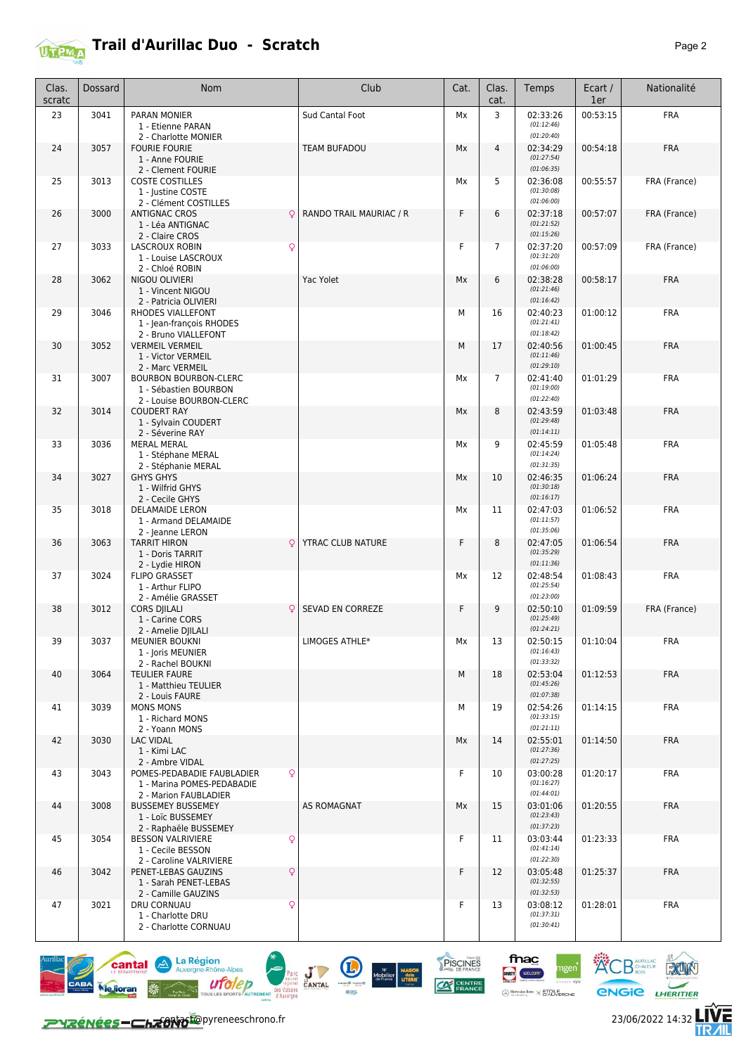# Trail d'Aurillac Duo - Scratch

| Clas. scratc | Dossard | Nom | Club | Cat. | Clas. cat. | Temps | Ecart / 1er | Nationalité |
|---|---|---|---|---|---|---|---|---|
| 23 | 3041 | PARAN MONIER<br>1 - Etienne PARAN<br>2 - Charlotte MONIER | Sud Cantal Foot | Mx | 3 | 02:33:26<br>(01:12:46)<br>(01:20:40) | 00:53:15 | FRA |
| 24 | 3057 | FOURIE FOURIE<br>1 - Anne FOURIE<br>2 - Clement FOURIE | TEAM BUFADOU | Mx | 4 | 02:34:29<br>(01:27:54)<br>(01:06:35) | 00:54:18 | FRA |
| 25 | 3013 | COSTE COSTILLES<br>1 - Justine COSTE<br>2 - Clément COSTILLES | | Mx | 5 | 02:36:08<br>(01:30:08)<br>(01:06:00) | 00:55:57 | FRA (France) |
| 26 | 3000 | ANTIGNAC CROS ♀<br>1 - Léa ANTIGNAC<br>2 - Claire CROS | RANDO TRAIL MAURIAC / R | F | 6 | 02:37:18<br>(01:21:52)<br>(01:15:26) | 00:57:07 | FRA (France) |
| 27 | 3033 | LASCROUX ROBIN ♀<br>1 - Louise LASCROUX<br>2 - Chloé ROBIN | | F | 7 | 02:37:20<br>(01:31:20)<br>(01:06:00) | 00:57:09 | FRA (France) |
| 28 | 3062 | NIGOU OLIVIERI<br>1 - Vincent NIGOU<br>2 - Patricia OLIVIERI | Yac Yolet | Mx | 6 | 02:38:28<br>(01:21:46)<br>(01:16:42) | 00:58:17 | FRA |
| 29 | 3046 | RHODES VIALLEFONT<br>1 - Jean-françois RHODES<br>2 - Bruno VIALLEFONT | | M | 16 | 02:40:23<br>(01:21:41)<br>(01:18:42) | 01:00:12 | FRA |
| 30 | 3052 | VERMEIL VERMEIL<br>1 - Victor VERMEIL<br>2 - Marc VERMEIL | | M | 17 | 02:40:56<br>(01:11:46)<br>(01:29:10) | 01:00:45 | FRA |
| 31 | 3007 | BOURBON BOURBON-CLERC<br>1 - Sébastien BOURBON<br>2 - Louise BOURBON-CLERC | | Mx | 7 | 02:41:40<br>(01:19:00)<br>(01:22:40) | 01:01:29 | FRA |
| 32 | 3014 | COUDERT RAY<br>1 - Sylvain COUDERT<br>2 - Séverine RAY | | Mx | 8 | 02:43:59<br>(01:29:48)<br>(01:14:11) | 01:03:48 | FRA |
| 33 | 3036 | MERAL MERAL<br>1 - Stéphane MERAL<br>2 - Stéphanie MERAL | | Mx | 9 | 02:45:59<br>(01:14:24)<br>(01:31:35) | 01:05:48 | FRA |
| 34 | 3027 | GHYS GHYS<br>1 - Wilfrid GHYS<br>2 - Cecile GHYS | | Mx | 10 | 02:46:35<br>(01:30:18)<br>(01:16:17) | 01:06:24 | FRA |
| 35 | 3018 | DELAMAIDE LERON<br>1 - Armand DELAMAIDE<br>2 - Jeanne LERON | | Mx | 11 | 02:47:03<br>(01:11:57)<br>(01:35:06) | 01:06:52 | FRA |
| 36 | 3063 | TARRIT HIRON ♀<br>1 - Doris TARRIT<br>2 - Lydie HIRON | YTRAC CLUB NATURE | F | 8 | 02:47:05<br>(01:35:29)<br>(01:11:36) | 01:06:54 | FRA |
| 37 | 3024 | FLIPO GRASSET<br>1 - Arthur FLIPO<br>2 - Amélie GRASSET | | Mx | 12 | 02:48:54<br>(01:25:54)<br>(01:23:00) | 01:08:43 | FRA |
| 38 | 3012 | CORS DJILALI ♀<br>1 - Carine CORS<br>2 - Amelie DJILALI | SEVAD EN CORREZE | F | 9 | 02:50:10<br>(01:25:49)<br>(01:24:21) | 01:09:59 | FRA (France) |
| 39 | 3037 | MEUNIER BOUKNI<br>1 - Joris MEUNIER<br>2 - Rachel BOUKNI | LIMOGES ATHLE* | Mx | 13 | 02:50:15<br>(01:16:43)<br>(01:33:32) | 01:10:04 | FRA |
| 40 | 3064 | TEULIER FAURE<br>1 - Matthieu TEULIER<br>2 - Louis FAURE | | M | 18 | 02:53:04<br>(01:45:26)<br>(01:07:38) | 01:12:53 | FRA |
| 41 | 3039 | MONS MONS<br>1 - Richard MONS<br>2 - Yoann MONS | | M | 19 | 02:54:26<br>(01:33:15)<br>(01:21:11) | 01:14:15 | FRA |
| 42 | 3030 | LAC VIDAL<br>1 - Kimi LAC<br>2 - Ambre VIDAL | | Mx | 14 | 02:55:01<br>(01:27:36)<br>(01:27:25) | 01:14:50 | FRA |
| 43 | 3043 | POMES-PEDABADIE FAUBLADIER ♀<br>1 - Marina POMES-PEDABADIE<br>2 - Marion FAUBLADIER | | F | 10 | 03:00:28<br>(01:16:27)<br>(01:44:01) | 01:20:17 | FRA |
| 44 | 3008 | BUSSEMEY BUSSEMEY<br>1 - Loïc BUSSEMEY<br>2 - Raphaële BUSSEMEY | AS ROMAGNAT | Mx | 15 | 03:01:06<br>(01:23:43)<br>(01:37:23) | 01:20:55 | FRA |
| 45 | 3054 | BESSON VALRIVIERE ♀<br>1 - Cecile BESSON<br>2 - Caroline VALRIVIERE | | F | 11 | 03:03:44<br>(01:41:14)<br>(01:22:30) | 01:23:33 | FRA |
| 46 | 3042 | PENET-LEBAS GAUZINS ♀<br>1 - Sarah PENET-LEBAS<br>2 - Camille GAUZINS | | F | 12 | 03:05:48<br>(01:32:55)<br>(01:32:53) | 01:25:37 | FRA |
| 47 | 3021 | DRU CORNUAU ♀<br>1 - Charlotte DRU<br>2 - Charlotte CORNUAU | | F | 13 | 03:08:12<br>(01:37:31)<br>(01:30:41) | 01:28:01 | FRA |

contact@pyreneeschrono.fr

23/06/2022 14:32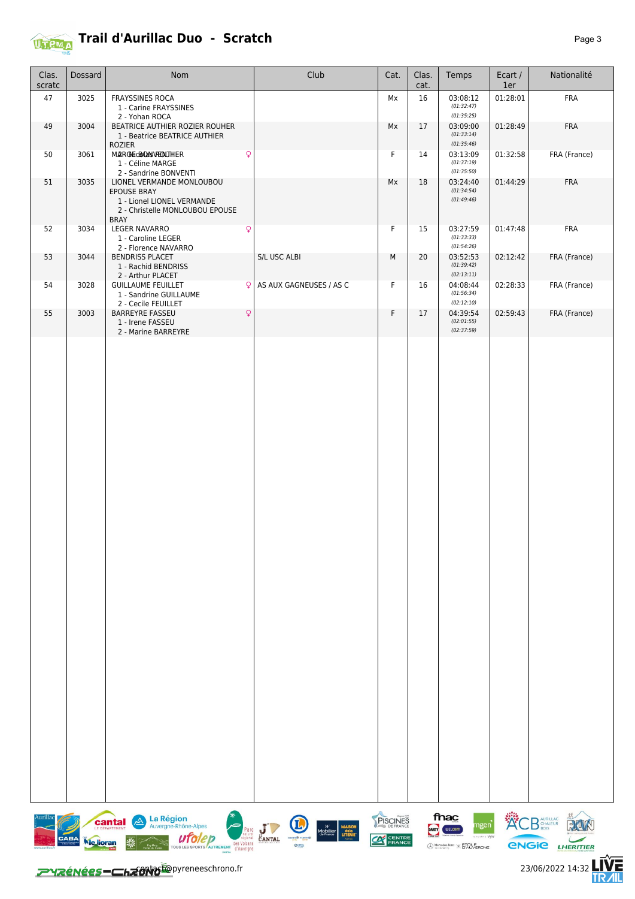# Trail d'Aurillac Duo - Scratch

| Clas. scratc | Dossard | Nom | Club | Cat. | Clas. cat. | Temps | Ecart / 1er | Nationalité |
|---|---|---|---|---|---|---|---|---|
| 47 | 3025 | FRAYSSINES ROCA<br>1 - Carine FRAYSSINES<br>2 - Yohan ROCA | | Mx | 16 | 03:08:12<br>*(01:32:47)*<br>*(01:35:25)* | 01:28:01 | FRA |
| 49 | 3004 | BEATRICE AUTHIER ROZIER ROUHER<br>1 - Beatrice BEATRICE AUTHIER ROZIER | | Mx | 17 | 03:09:00<br>*(01:33:14)*<br>*(01:35:46)* | 01:28:49 | FRA |
| 50 | 3061 | MARGE BONVENTI ♀<br>1 - Céline MARGE<br>2 - Sandrine BONVENTI | | F | 14 | 03:13:09<br>*(01:37:19)*<br>*(01:35:50)* | 01:32:58 | FRA (France) |
| 51 | 3035 | LIONEL VERMANDE MONLOUBOU EPOUSE BRAY<br>1 - Lionel LIONEL VERMANDE<br>2 - Christelle MONLOUBOU EPOUSE BRAY | | Mx | 18 | 03:24:40<br>*(01:34:54)*<br>*(01:49:46)* | 01:44:29 | FRA |
| 52 | 3034 | LEGER NAVARRO ♀<br>1 - Caroline LEGER<br>2 - Florence NAVARRO | | F | 15 | 03:27:59<br>*(01:33:33)*<br>*(01:54:26)* | 01:47:48 | FRA |
| 53 | 3044 | BENDRISS PLACET<br>1 - Rachid BENDRISS<br>2 - Arthur PLACET | S/L USC ALBI | M | 20 | 03:52:53<br>*(01:39:42)*<br>*(02:13:11)* | 02:12:42 | FRA (France) |
| 54 | 3028 | GUILLAUME FEUILLET ♀<br>1 - Sandrine GUILLAUME<br>2 - Cecile FEUILLET | AS AUX GAGNEUSES / AS C | F | 16 | 04:08:44<br>*(01:56:34)*<br>*(02:12:10)* | 02:28:33 | FRA (France) |
| 55 | 3003 | BARREYRE FASSEU ♀<br>1 - Irene FASSEU<br>2 - Marine BARREYRE | | F | 17 | 04:39:54<br>*(02:01:55)*<br>*(02:37:59)* | 02:59:43 | FRA (France) |

contact@pyreneeschrono.fr

23/06/2022 14:32